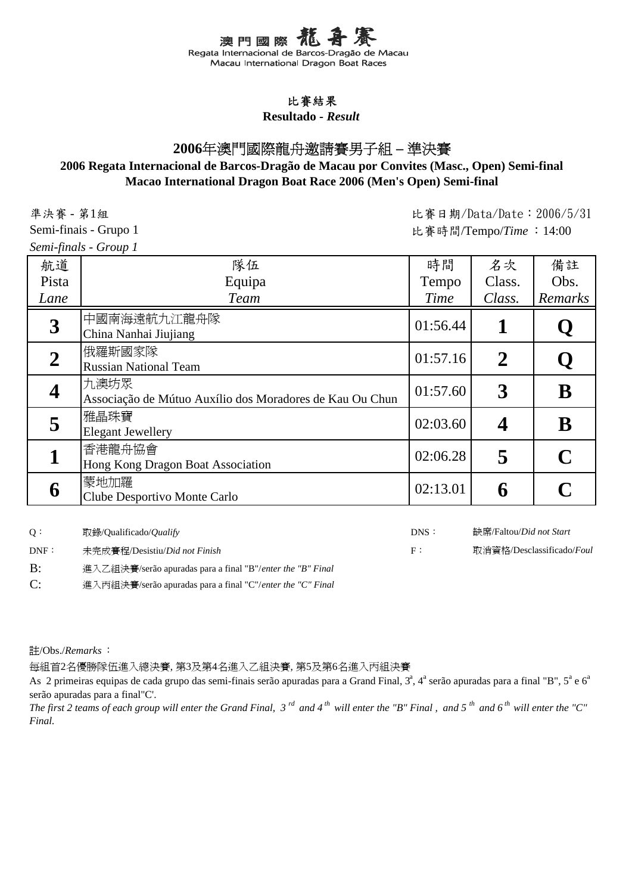# 澳門國際龍舟賽

Regata Internacional de Barcos-Dragão de Macau

Macau International Dragon Boat Races

## 比賽結果

**Resultado - *Result***

## 2006年澳門國際龍舟邀請賽男子組 – 準決賽

**2006 Regata Internacional de Barcos-Dragão de Macau por Convites (Masc., Open) Semi-final**

**Macao International Dragon Boat Race 2006 (Men's Open) Semi-final**

準決賽 - 第1組
Semi-finais - Grupo 1
*Semi-finals - Group 1*

比賽日期/Data/Date：2006/5/31
比賽時間/Tempo/*Time* ：14:00

| 航道<br>Pista<br>*Lane* | 隊伍<br>Equipa<br>*Team* | 時間<br>Tempo<br>*Time* | 名次<br>Class.<br>*Class.* | 備註<br>Obs.<br>*Remarks* |
|---|---|---|---|---|
| **3** | 中國南海遠航九江龍舟隊<br>China Nanhai Jiujiang | 01:56.44 | **1** | **Q** |
| **2** | 俄羅斯國家隊<br>Russian National Team | 01:57.16 | **2** | **Q** |
| **4** | 九澳坊眾<br>Associação de Mútuo Auxílio dos Moradores de Kau Ou Chun | 01:57.60 | **3** | **B** |
| **5** | 雅晶珠寶<br>Elegant Jewellery | 02:03.60 | **4** | **B** |
| **1** | 香港龍舟協會<br>Hong Kong Dragon Boat Association | 02:06.28 | **5** | **C** |
| **6** | 蒙地加羅<br>Clube Desportivo Monte Carlo | 02:13.01 | **6** | **C** |

Q： 取錄/Qualificado/*Qualify*

DNS： 缺席/Faltou/*Did not Start*

DNF： 未完成賽程/Desistiu/*Did not Finish*

F： 取消資格/Desclassificado/*Foul*

B: 進入乙組決賽/serão apuradas para a final "B"/*enter the "B" Final*

C: 進入丙組決賽/serão apuradas para a final "C"/*enter the "C" Final*

註/Obs./*Remarks* ：

每組首2名優勝隊伍進入總決賽, 第3及第4名進入乙組決賽, 第5及第6名進入丙組決賽

As 2 primeiras equipas de cada grupo das semi-finais serão apuradas para a Grand Final, 3ª, 4ª serão apuradas para a final "B", 5ª e 6ª serão apuradas para a final"C'.

*The first 2 teams of each group will enter the Grand Final, 3rd and 4th will enter the "B" Final , and 5th and 6th will enter the "C" Final.*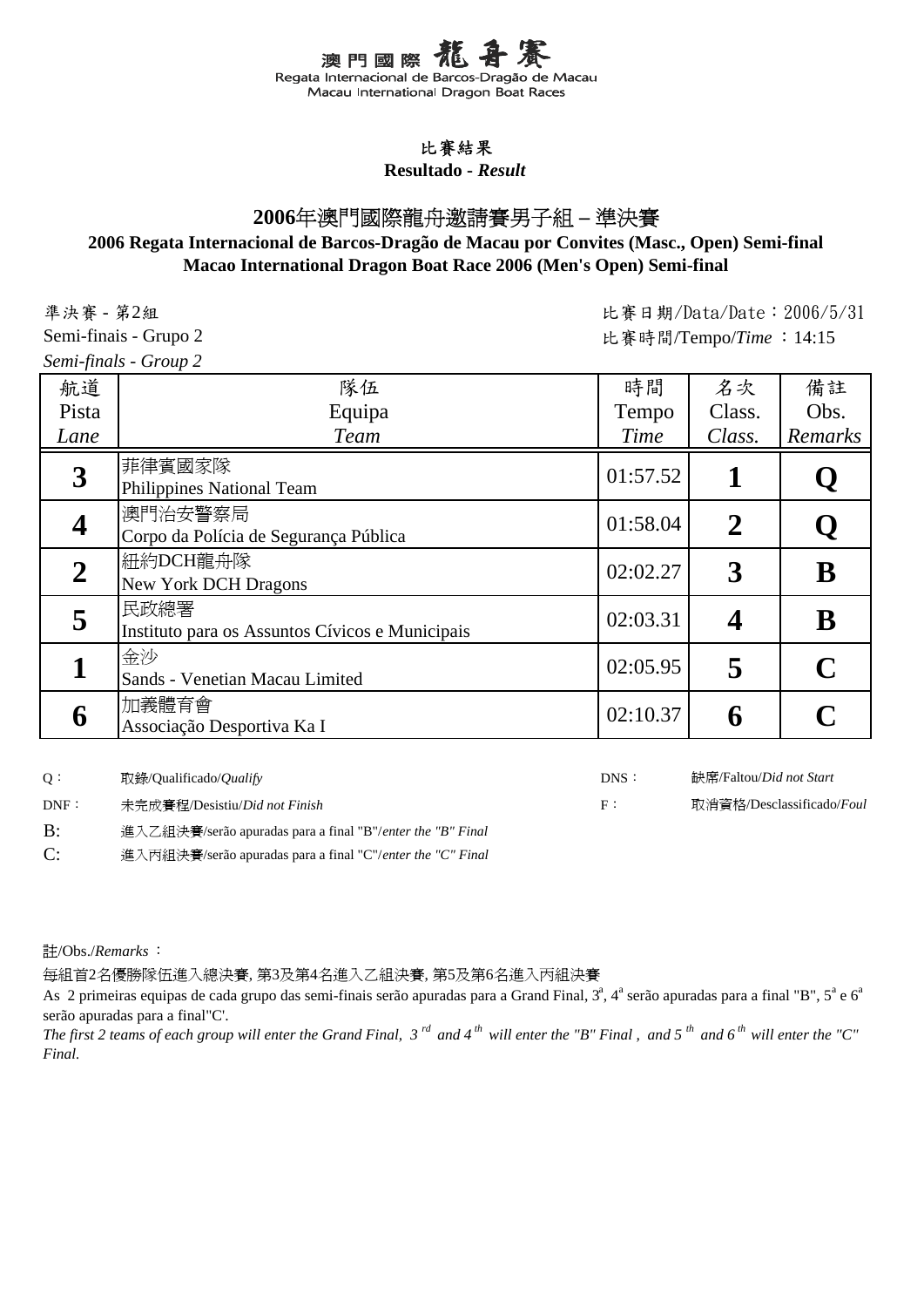澳門國際龍舟賽
Regata Internacional de Barcos-Dragão de Macau
Macau International Dragon Boat Races

## 比賽結果
**Resultado - *Result***

## 2006年澳門國際龍舟邀請賽男子組 – 準決賽
### 2006 Regata Internacional de Barcos-Dragão de Macau por Convites (Masc., Open) Semi-final
### Macao International Dragon Boat Race 2006 (Men's Open) Semi-final

準決賽 - 第2組
Semi-finais - Grupo 2
*Semi-finals - Group 2*

比賽日期/Data/Date：2006/5/31
比賽時間/Tempo/*Time* ：14:15

| 航道<br>Pista<br>*Lane* | 隊伍<br>Equipa<br>*Team* | 時間<br>Tempo<br>*Time* | 名次<br>Class.<br>*Class.* | 備註<br>Obs.<br>*Remarks* |
|---|---|---|---|---|
| **3** | 菲律賓國家隊<br>Philippines National Team | 01:57.52 | **1** | **Q** |
| **4** | 澳門治安警察局<br>Corpo da Polícia de Segurança Pública | 01:58.04 | **2** | **Q** |
| **2** | 紐約DCH龍舟隊<br>New York DCH Dragons | 02:02.27 | **3** | **B** |
| **5** | 民政總署<br>Instituto para os Assuntos Cívicos e Municipais | 02:03.31 | **4** | **B** |
| **1** | 金沙<br>Sands - Venetian Macau Limited | 02:05.95 | **5** | **C** |
| **6** | 加義體育會<br>Associação Desportiva Ka I | 02:10.37 | **6** | **C** |

Q： 取錄/Qualificado/*Qualify*
DNS： 缺席/Faltou/*Did not Start*
DNF： 未完成賽程/Desistiu/*Did not Finish*
F： 取消資格/Desclassificado/*Foul*
B: 進入乙組決賽/serão apuradas para a final "B"/*enter the "B" Final*
C: 進入丙組決賽/serão apuradas para a final "C"/*enter the "C" Final*

註/Obs./*Remarks* ：

每組首2名優勝隊伍進入總決賽, 第3及第4名進入乙組決賽, 第5及第6名進入丙組決賽

As 2 primeiras equipas de cada grupo das semi-finais serão apuradas para a Grand Final, 3ª, 4ª serão apuradas para a final "B", 5ª e 6ª serão apuradas para a final"C'.

*The first 2 teams of each group will enter the Grand Final, 3rd and 4th will enter the "B" Final , and 5th and 6th will enter the "C" Final.*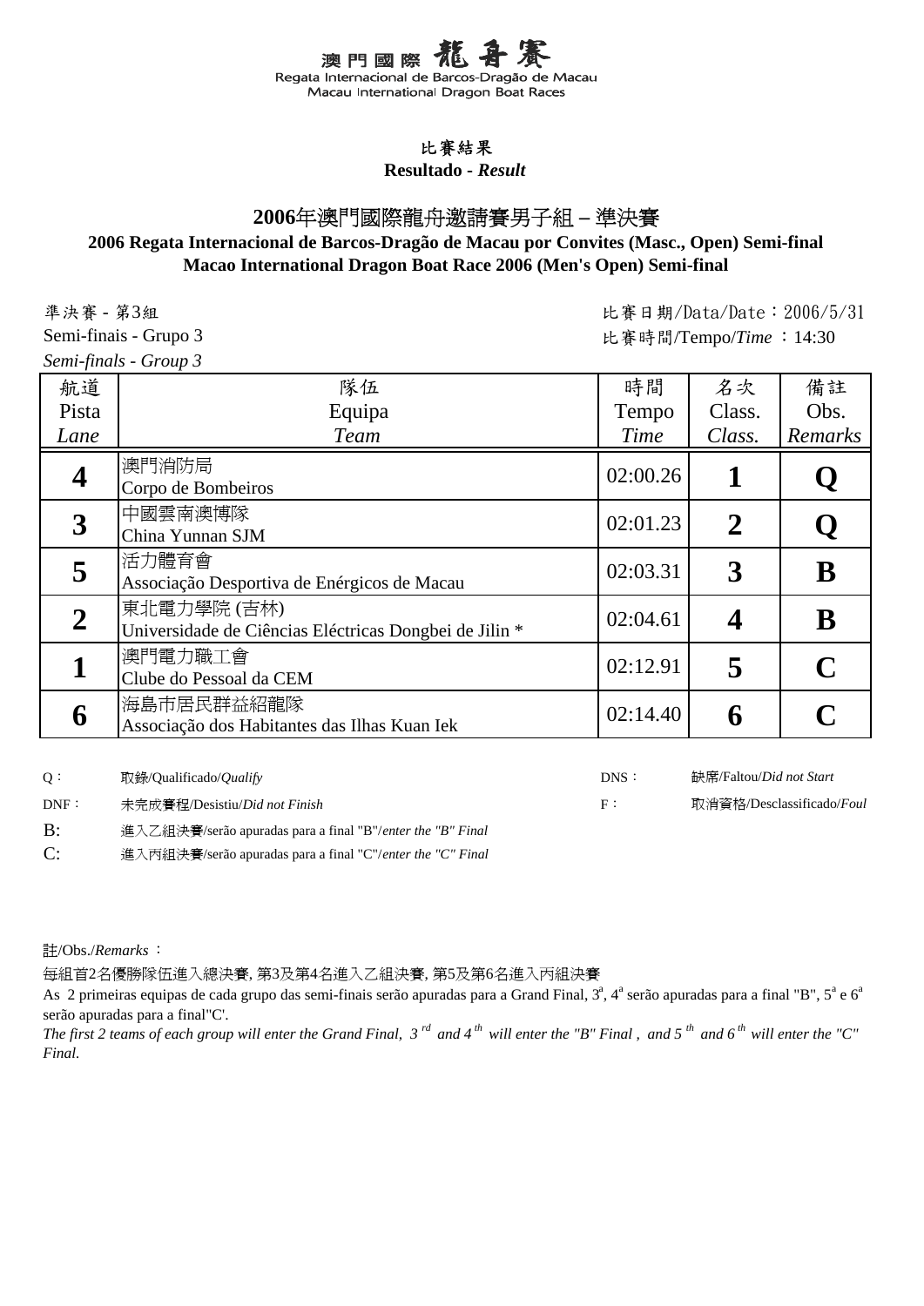澳門國際龍舟賽
Regata Internacional de Barcos-Dragão de Macau
Macau International Dragon Boat Races

## 比賽結果
**Resultado - *Result***

# 2006年澳門國際龍舟邀請賽男子組 – 準決賽

### 2006 Regata Internacional de Barcos-Dragão de Macau por Convites (Masc., Open) Semi-final
### Macao International Dragon Boat Race 2006 (Men's Open) Semi-final

準決賽 - 第3組
Semi-finais - Grupo 3
*Semi-finals - Group 3*

比賽日期/Data/Date：2006/5/31
比賽時間/Tempo/*Time*：14:30

| 航道<br>Pista<br>*Lane* | 隊伍<br>Equipa<br>*Team* | 時間<br>Tempo<br>*Time* | 名次<br>Class.<br>*Class.* | 備註<br>Obs.<br>*Remarks* |
|---|---|---|---|---|
| **4** | 澳門消防局<br>Corpo de Bombeiros | 02:00.26 | **1** | **Q** |
| **3** | 中國雲南澳博隊<br>China Yunnan SJM | 02:01.23 | **2** | **Q** |
| **5** | 活力體育會<br>Associação Desportiva de Enérgicos de Macau | 02:03.31 | **3** | **B** |
| **2** | 東北電力學院 (吉林)<br>Universidade de Ciências Eléctricas Dongbei de Jilin * | 02:04.61 | **4** | **B** |
| **1** | 澳門電力職工會<br>Clube do Pessoal da CEM | 02:12.91 | **5** | **C** |
| **6** | 海島市居民群益紹龍隊<br>Associação dos Habitantes das Ilhas Kuan Iek | 02:14.40 | **6** | **C** |

Q： 取錄/Qualificado/*Qualify*

DNS： 缺席/Faltou/*Did not Start*

DNF： 未完成賽程/Desistiu/*Did not Finish*

F： 取消資格/Desclassificado/*Foul*

B: 進入乙組決賽/serão apuradas para a final "B"/*enter the "B" Final*

C: 進入丙組決賽/serão apuradas para a final "C"/*enter the "C" Final*

註/Obs./*Remarks*：

每組首2名優勝隊伍進入總決賽, 第3及第4名進入乙組決賽, 第5及第6名進入丙組決賽

As 2 primeiras equipas de cada grupo das semi-finais serão apuradas para a Grand Final, 3ª, 4ª serão apuradas para a final "B", 5ª e 6ª serão apuradas para a final"C'.

*The first 2 teams of each group will enter the Grand Final, 3rd and 4th will enter the "B" Final , and 5th and 6th will enter the "C" Final.*